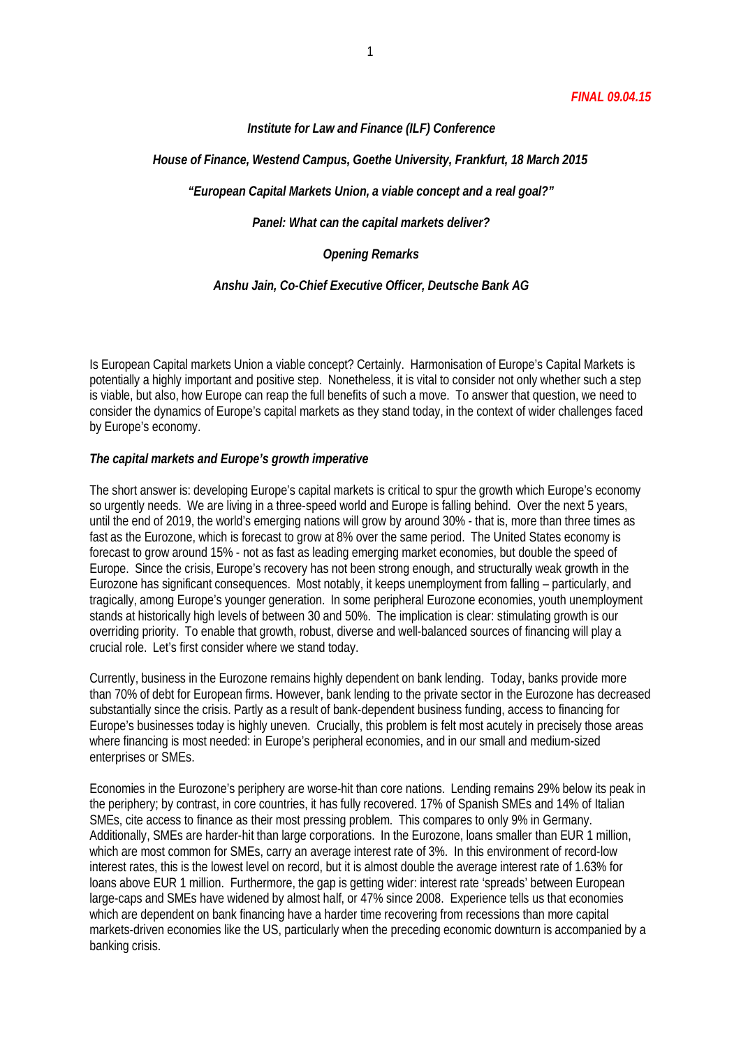***FINAL 09.04.15***

***Institute for Law and Finance (ILF) Conference***

***House of Finance, Westend Campus, Goethe University, Frankfurt, 18 March 2015***

***"European Capital Markets Union, a viable concept and a real goal?"***

***Panel: What can the capital markets deliver?***

***Opening Remarks***

***Anshu Jain, Co-Chief Executive Officer, Deutsche Bank AG***

Is European Capital markets Union a viable concept? Certainly. Harmonisation of Europe's Capital Markets is potentially a highly important and positive step. Nonetheless, it is vital to consider not only whether such a step is viable, but also, how Europe can reap the full benefits of such a move. To answer that question, we need to consider the dynamics of Europe's capital markets as they stand today, in the context of wider challenges faced by Europe's economy.

***The capital markets and Europe's growth imperative***

The short answer is: developing Europe's capital markets is critical to spur the growth which Europe's economy so urgently needs. We are living in a three-speed world and Europe is falling behind. Over the next 5 years, until the end of 2019, the world's emerging nations will grow by around 30% - that is, more than three times as fast as the Eurozone, which is forecast to grow at 8% over the same period. The United States economy is forecast to grow around 15% - not as fast as leading emerging market economies, but double the speed of Europe. Since the crisis, Europe's recovery has not been strong enough, and structurally weak growth in the Eurozone has significant consequences. Most notably, it keeps unemployment from falling – particularly, and tragically, among Europe's younger generation. In some peripheral Eurozone economies, youth unemployment stands at historically high levels of between 30 and 50%. The implication is clear: stimulating growth is our overriding priority. To enable that growth, robust, diverse and well-balanced sources of financing will play a crucial role. Let's first consider where we stand today.

Currently, business in the Eurozone remains highly dependent on bank lending. Today, banks provide more than 70% of debt for European firms. However, bank lending to the private sector in the Eurozone has decreased substantially since the crisis. Partly as a result of bank-dependent business funding, access to financing for Europe's businesses today is highly uneven. Crucially, this problem is felt most acutely in precisely those areas where financing is most needed: in Europe's peripheral economies, and in our small and medium-sized enterprises or SMEs.

Economies in the Eurozone's periphery are worse-hit than core nations. Lending remains 29% below its peak in the periphery; by contrast, in core countries, it has fully recovered. 17% of Spanish SMEs and 14% of Italian SMEs, cite access to finance as their most pressing problem. This compares to only 9% in Germany. Additionally, SMEs are harder-hit than large corporations. In the Eurozone, loans smaller than EUR 1 million, which are most common for SMEs, carry an average interest rate of 3%. In this environment of record-low interest rates, this is the lowest level on record, but it is almost double the average interest rate of 1.63% for loans above EUR 1 million. Furthermore, the gap is getting wider: interest rate 'spreads' between European large-caps and SMEs have widened by almost half, or 47% since 2008. Experience tells us that economies which are dependent on bank financing have a harder time recovering from recessions than more capital markets-driven economies like the US, particularly when the preceding economic downturn is accompanied by a banking crisis.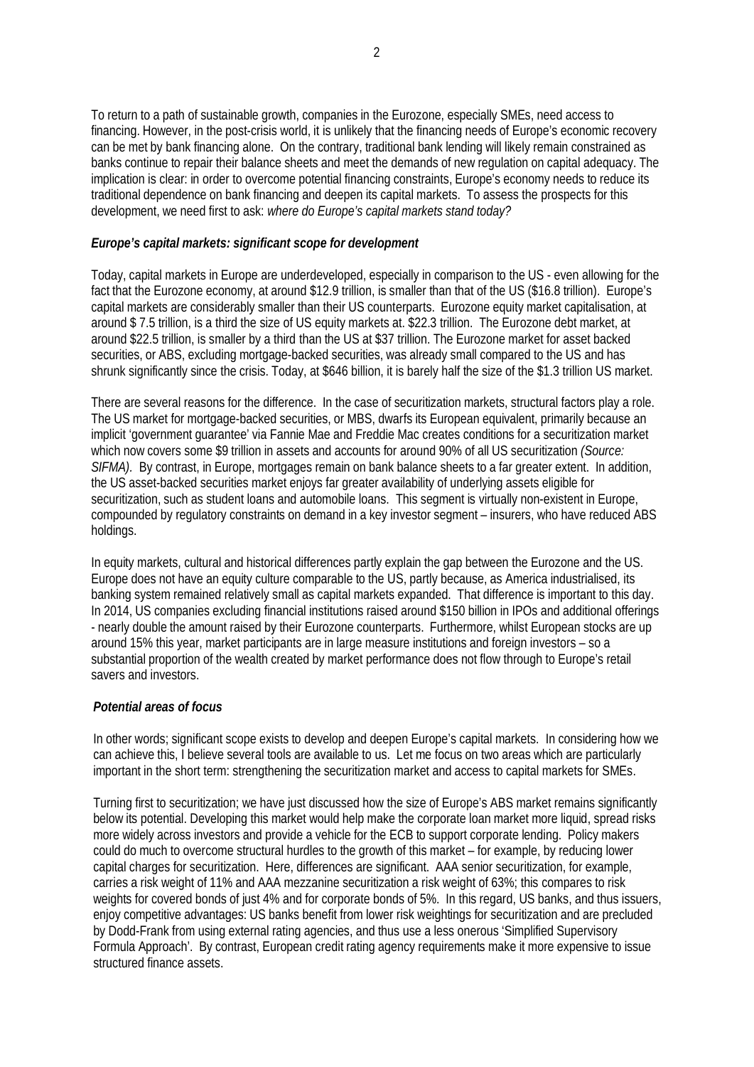To return to a path of sustainable growth, companies in the Eurozone, especially SMEs, need access to financing. However, in the post-crisis world, it is unlikely that the financing needs of Europe's economic recovery can be met by bank financing alone. On the contrary, traditional bank lending will likely remain constrained as banks continue to repair their balance sheets and meet the demands of new regulation on capital adequacy. The implication is clear: in order to overcome potential financing constraints, Europe's economy needs to reduce its traditional dependence on bank financing and deepen its capital markets. To assess the prospects for this development, we need first to ask: *where do Europe's capital markets stand today?*

### *Europe's capital markets: significant scope for development*

Today, capital markets in Europe are underdeveloped, especially in comparison to the US - even allowing for the fact that the Eurozone economy, at around $12.9 trillion, is smaller than that of the US ($16.8 trillion). Europe's capital markets are considerably smaller than their US counterparts. Eurozone equity market capitalisation, at around $ 7.5 trillion, is a third the size of US equity markets at. $22.3 trillion. The Eurozone debt market, at around $22.5 trillion, is smaller by a third than the US at $37 trillion. The Eurozone market for asset backed securities, or ABS, excluding mortgage-backed securities, was already small compared to the US and has shrunk significantly since the crisis. Today, at $646 billion, it is barely half the size of the $1.3 trillion US market.

There are several reasons for the difference. In the case of securitization markets, structural factors play a role. The US market for mortgage-backed securities, or MBS, dwarfs its European equivalent, primarily because an implicit 'government guarantee' via Fannie Mae and Freddie Mac creates conditions for a securitization market which now covers some $9 trillion in assets and accounts for around 90% of all US securitization *(Source: SIFMA).* By contrast, in Europe, mortgages remain on bank balance sheets to a far greater extent. In addition, the US asset-backed securities market enjoys far greater availability of underlying assets eligible for securitization, such as student loans and automobile loans. This segment is virtually non-existent in Europe, compounded by regulatory constraints on demand in a key investor segment – insurers, who have reduced ABS holdings.

In equity markets, cultural and historical differences partly explain the gap between the Eurozone and the US. Europe does not have an equity culture comparable to the US, partly because, as America industrialised, its banking system remained relatively small as capital markets expanded. That difference is important to this day. In 2014, US companies excluding financial institutions raised around $150 billion in IPOs and additional offerings - nearly double the amount raised by their Eurozone counterparts. Furthermore, whilst European stocks are up around 15% this year, market participants are in large measure institutions and foreign investors – so a substantial proportion of the wealth created by market performance does not flow through to Europe's retail savers and investors.

### *Potential areas of focus*

In other words; significant scope exists to develop and deepen Europe's capital markets. In considering how we can achieve this, I believe several tools are available to us. Let me focus on two areas which are particularly important in the short term: strengthening the securitization market and access to capital markets for SMEs.

Turning first to securitization; we have just discussed how the size of Europe's ABS market remains significantly below its potential. Developing this market would help make the corporate loan market more liquid, spread risks more widely across investors and provide a vehicle for the ECB to support corporate lending. Policy makers could do much to overcome structural hurdles to the growth of this market – for example, by reducing lower capital charges for securitization. Here, differences are significant. AAA senior securitization, for example, carries a risk weight of 11% and AAA mezzanine securitization a risk weight of 63%; this compares to risk weights for covered bonds of just 4% and for corporate bonds of 5%. In this regard, US banks, and thus issuers, enjoy competitive advantages: US banks benefit from lower risk weightings for securitization and are precluded by Dodd-Frank from using external rating agencies, and thus use a less onerous 'Simplified Supervisory Formula Approach'. By contrast, European credit rating agency requirements make it more expensive to issue structured finance assets.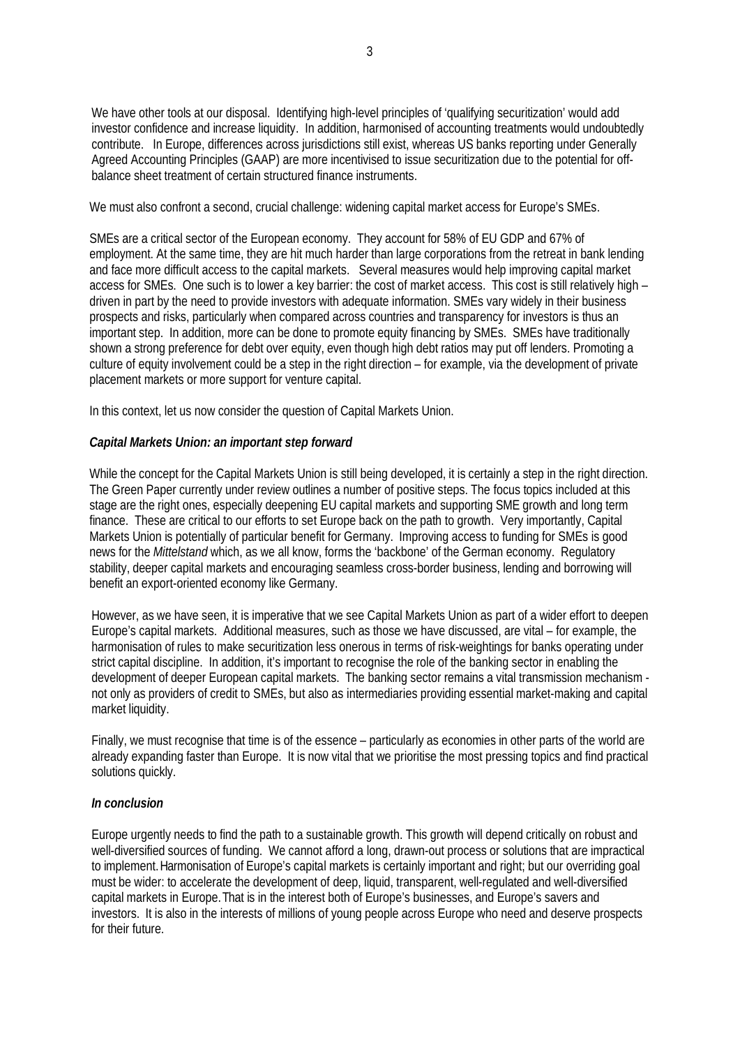We have other tools at our disposal. Identifying high-level principles of 'qualifying securitization' would add investor confidence and increase liquidity. In addition, harmonised of accounting treatments would undoubtedly contribute. In Europe, differences across jurisdictions still exist, whereas US banks reporting under Generally Agreed Accounting Principles (GAAP) are more incentivised to issue securitization due to the potential for off-balance sheet treatment of certain structured finance instruments.

We must also confront a second, crucial challenge: widening capital market access for Europe's SMEs.

SMEs are a critical sector of the European economy. They account for 58% of EU GDP and 67% of employment. At the same time, they are hit much harder than large corporations from the retreat in bank lending and face more difficult access to the capital markets. Several measures would help improving capital market access for SMEs. One such is to lower a key barrier: the cost of market access. This cost is still relatively high – driven in part by the need to provide investors with adequate information. SMEs vary widely in their business prospects and risks, particularly when compared across countries and transparency for investors is thus an important step. In addition, more can be done to promote equity financing by SMEs. SMEs have traditionally shown a strong preference for debt over equity, even though high debt ratios may put off lenders. Promoting a culture of equity involvement could be a step in the right direction – for example, via the development of private placement markets or more support for venture capital.

In this context, let us now consider the question of Capital Markets Union.

***Capital Markets Union: an important step forward***

While the concept for the Capital Markets Union is still being developed, it is certainly a step in the right direction. The Green Paper currently under review outlines a number of positive steps. The focus topics included at this stage are the right ones, especially deepening EU capital markets and supporting SME growth and long term finance. These are critical to our efforts to set Europe back on the path to growth. Very importantly, Capital Markets Union is potentially of particular benefit for Germany. Improving access to funding for SMEs is good news for the *Mittelstand* which, as we all know, forms the 'backbone' of the German economy. Regulatory stability, deeper capital markets and encouraging seamless cross-border business, lending and borrowing will benefit an export-oriented economy like Germany.

However, as we have seen, it is imperative that we see Capital Markets Union as part of a wider effort to deepen Europe's capital markets. Additional measures, such as those we have discussed, are vital – for example, the harmonisation of rules to make securitization less onerous in terms of risk-weightings for banks operating under strict capital discipline. In addition, it's important to recognise the role of the banking sector in enabling the development of deeper European capital markets. The banking sector remains a vital transmission mechanism - not only as providers of credit to SMEs, but also as intermediaries providing essential market-making and capital market liquidity.

Finally, we must recognise that time is of the essence – particularly as economies in other parts of the world are already expanding faster than Europe. It is now vital that we prioritise the most pressing topics and find practical solutions quickly.

***In conclusion***

Europe urgently needs to find the path to a sustainable growth. This growth will depend critically on robust and well-diversified sources of funding. We cannot afford a long, drawn-out process or solutions that are impractical to implement. Harmonisation of Europe's capital markets is certainly important and right; but our overriding goal must be wider: to accelerate the development of deep, liquid, transparent, well-regulated and well-diversified capital markets in Europe. That is in the interest both of Europe's businesses, and Europe's savers and investors. It is also in the interests of millions of young people across Europe who need and deserve prospects for their future.